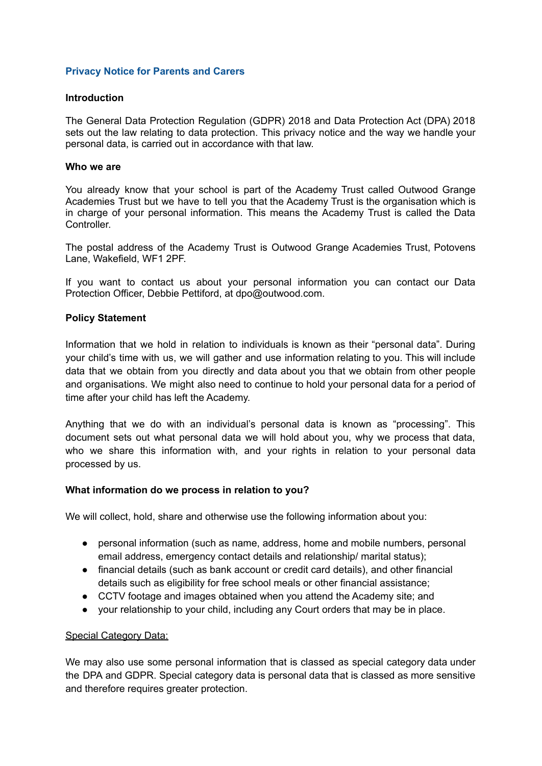# Privacy Notice for Parents and Carers

## Introduction

The General Data Protection Regulation (GDPR) 2018 and Data Protection Act (DPA) 2018 sets out the law relating to data protection. This privacy notice and the way we handle your personal data, is carried out in accordance with that law.

## Who we are

You already know that your school is part of the Academy Trust called Outwood Grange Academies Trust but we have to tell you that the Academy Trust is the organisation which is in charge of your personal information. This means the Academy Trust is called the Data Controller.

The postal address of the Academy Trust is Outwood Grange Academies Trust, Potovens Lane, Wakefield, WF1 2PF.

If you want to contact us about your personal information you can contact our Data Protection Officer, Debbie Pettiford, at dpo@outwood.com.

## Policy Statement

Information that we hold in relation to individuals is known as their "personal data". During your child's time with us, we will gather and use information relating to you. This will include data that we obtain from you directly and data about you that we obtain from other people and organisations. We might also need to continue to hold your personal data for a period of time after your child has left the Academy.

Anything that we do with an individual's personal data is known as "processing". This document sets out what personal data we will hold about you, why we process that data, who we share this information with, and your rights in relation to your personal data processed by us.

## What information do we process in relation to you?

We will collect, hold, share and otherwise use the following information about you:

- personal information (such as name, address, home and mobile numbers, personal email address, emergency contact details and relationship/ marital status);
- financial details (such as bank account or credit card details), and other financial details such as eligibility for free school meals or other financial assistance;
- CCTV footage and images obtained when you attend the Academy site; and
- your relationship to your child, including any Court orders that may be in place.

<u>Special Category Data:</u>

We may also use some personal information that is classed as special category data under the DPA and GDPR. Special category data is personal data that is classed as more sensitive and therefore requires greater protection.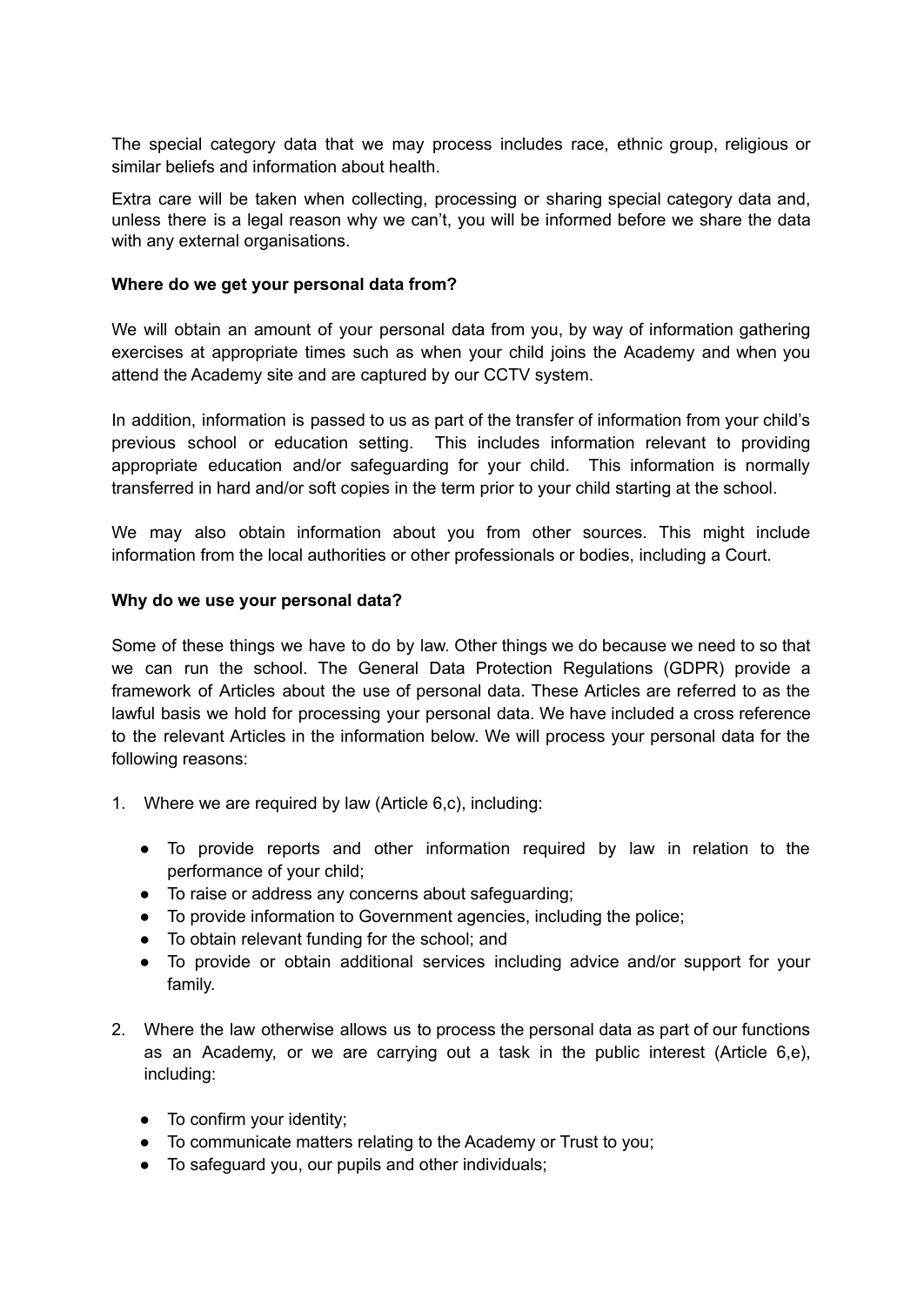The special category data that we may process includes race, ethnic group, religious or similar beliefs and information about health.

Extra care will be taken when collecting, processing or sharing special category data and, unless there is a legal reason why we can't, you will be informed before we share the data with any external organisations.

**Where do we get your personal data from?**

We will obtain an amount of your personal data from you, by way of information gathering exercises at appropriate times such as when your child joins the Academy and when you attend the Academy site and are captured by our CCTV system.

In addition, information is passed to us as part of the transfer of information from your child's previous school or education setting. This includes information relevant to providing appropriate education and/or safeguarding for your child. This information is normally transferred in hard and/or soft copies in the term prior to your child starting at the school.

We may also obtain information about you from other sources. This might include information from the local authorities or other professionals or bodies, including a Court.

**Why do we use your personal data?**

Some of these things we have to do by law. Other things we do because we need to so that we can run the school. The General Data Protection Regulations (GDPR) provide a framework of Articles about the use of personal data. These Articles are referred to as the lawful basis we hold for processing your personal data. We have included a cross reference to the relevant Articles in the information below. We will process your personal data for the following reasons:

1. Where we are required by law (Article 6,c), including:

   - To provide reports and other information required by law in relation to the performance of your child;
   - To raise or address any concerns about safeguarding;
   - To provide information to Government agencies, including the police;
   - To obtain relevant funding for the school; and
   - To provide or obtain additional services including advice and/or support for your family.

2. Where the law otherwise allows us to process the personal data as part of our functions as an Academy, or we are carrying out a task in the public interest (Article 6,e), including:

   - To confirm your identity;
   - To communicate matters relating to the Academy or Trust to you;
   - To safeguard you, our pupils and other individuals;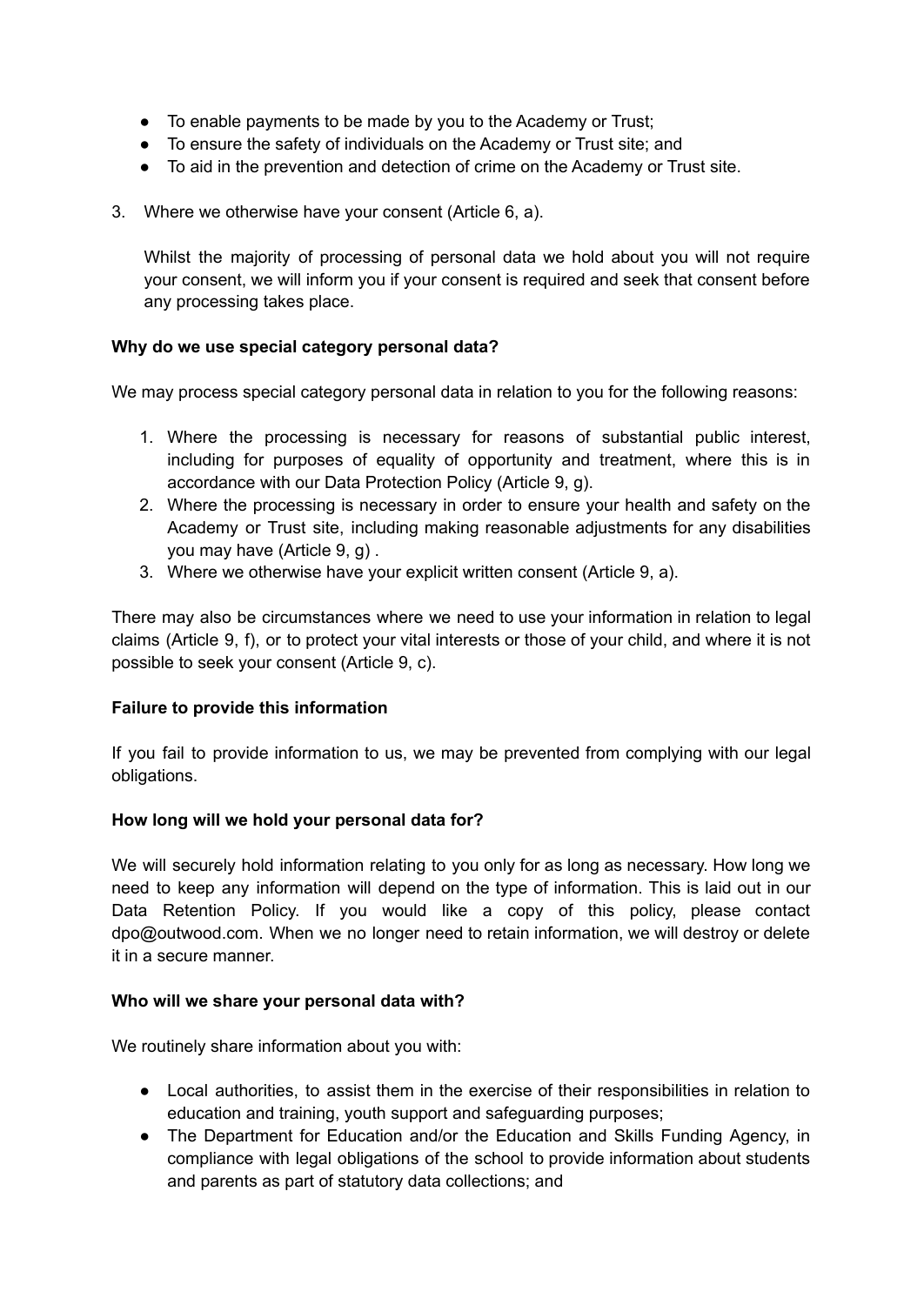- To enable payments to be made by you to the Academy or Trust;
- To ensure the safety of individuals on the Academy or Trust site; and
- To aid in the prevention and detection of crime on the Academy or Trust site.

3. Where we otherwise have your consent (Article 6, a).

   Whilst the majority of processing of personal data we hold about you will not require your consent, we will inform you if your consent is required and seek that consent before any processing takes place.

**Why do we use special category personal data?**

We may process special category personal data in relation to you for the following reasons:

1. Where the processing is necessary for reasons of substantial public interest, including for purposes of equality of opportunity and treatment, where this is in accordance with our Data Protection Policy (Article 9, g).
2. Where the processing is necessary in order to ensure your health and safety on the Academy or Trust site, including making reasonable adjustments for any disabilities you may have (Article 9, g) .
3. Where we otherwise have your explicit written consent (Article 9, a).

There may also be circumstances where we need to use your information in relation to legal claims (Article 9, f), or to protect your vital interests or those of your child, and where it is not possible to seek your consent (Article 9, c).

**Failure to provide this information**

If you fail to provide information to us, we may be prevented from complying with our legal obligations.

**How long will we hold your personal data for?**

We will securely hold information relating to you only for as long as necessary. How long we need to keep any information will depend on the type of information. This is laid out in our Data Retention Policy. If you would like a copy of this policy, please contact dpo@outwood.com. When we no longer need to retain information, we will destroy or delete it in a secure manner.

**Who will we share your personal data with?**

We routinely share information about you with:

- Local authorities, to assist them in the exercise of their responsibilities in relation to education and training, youth support and safeguarding purposes;
- The Department for Education and/or the Education and Skills Funding Agency, in compliance with legal obligations of the school to provide information about students and parents as part of statutory data collections; and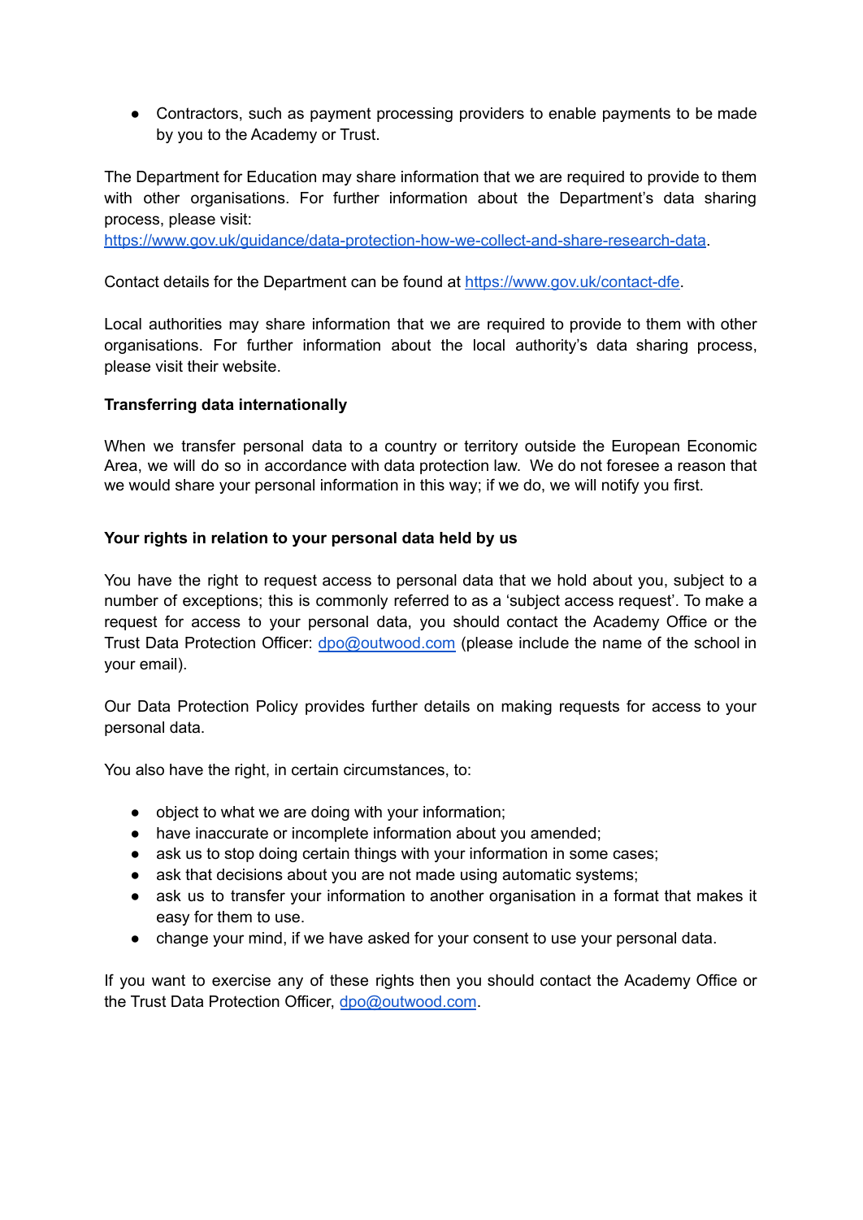- Contractors, such as payment processing providers to enable payments to be made by you to the Academy or Trust.

The Department for Education may share information that we are required to provide to them with other organisations. For further information about the Department's data sharing process, please visit: [https://www.gov.uk/guidance/data-protection-how-we-collect-and-share-research-data](https://www.gov.uk/guidance/data-protection-how-we-collect-and-share-research-data).

Contact details for the Department can be found at [https://www.gov.uk/contact-dfe](https://www.gov.uk/contact-dfe).

Local authorities may share information that we are required to provide to them with other organisations. For further information about the local authority's data sharing process, please visit their website.

**Transferring data internationally**

When we transfer personal data to a country or territory outside the European Economic Area, we will do so in accordance with data protection law. We do not foresee a reason that we would share your personal information in this way; if we do, we will notify you first.

**Your rights in relation to your personal data held by us**

You have the right to request access to personal data that we hold about you, subject to a number of exceptions; this is commonly referred to as a 'subject access request'. To make a request for access to your personal data, you should contact the Academy Office or the Trust Data Protection Officer: [dpo@outwood.com](mailto:dpo@outwood.com) (please include the name of the school in your email).

Our Data Protection Policy provides further details on making requests for access to your personal data.

You also have the right, in certain circumstances, to:

- object to what we are doing with your information;
- have inaccurate or incomplete information about you amended;
- ask us to stop doing certain things with your information in some cases;
- ask that decisions about you are not made using automatic systems;
- ask us to transfer your information to another organisation in a format that makes it easy for them to use.
- change your mind, if we have asked for your consent to use your personal data.

If you want to exercise any of these rights then you should contact the Academy Office or the Trust Data Protection Officer, [dpo@outwood.com](mailto:dpo@outwood.com).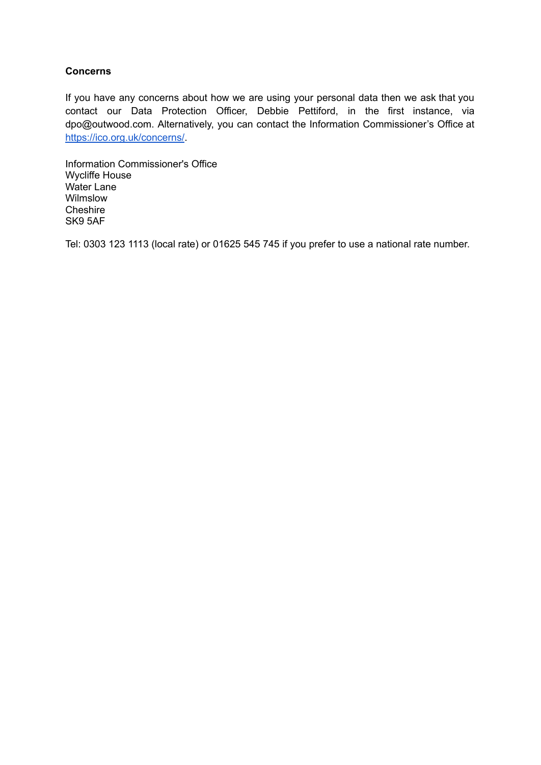**Concerns**

If you have any concerns about how we are using your personal data then we ask that you contact our Data Protection Officer, Debbie Pettiford, in the first instance, via dpo@outwood.com. Alternatively, you can contact the Information Commissioner's Office at [https://ico.org.uk/concerns/](https://ico.org.uk/concerns/).

Information Commissioner's Office
Wycliffe House
Water Lane
Wilmslow
Cheshire
SK9 5AF

Tel: 0303 123 1113 (local rate) or 01625 545 745 if you prefer to use a national rate number.